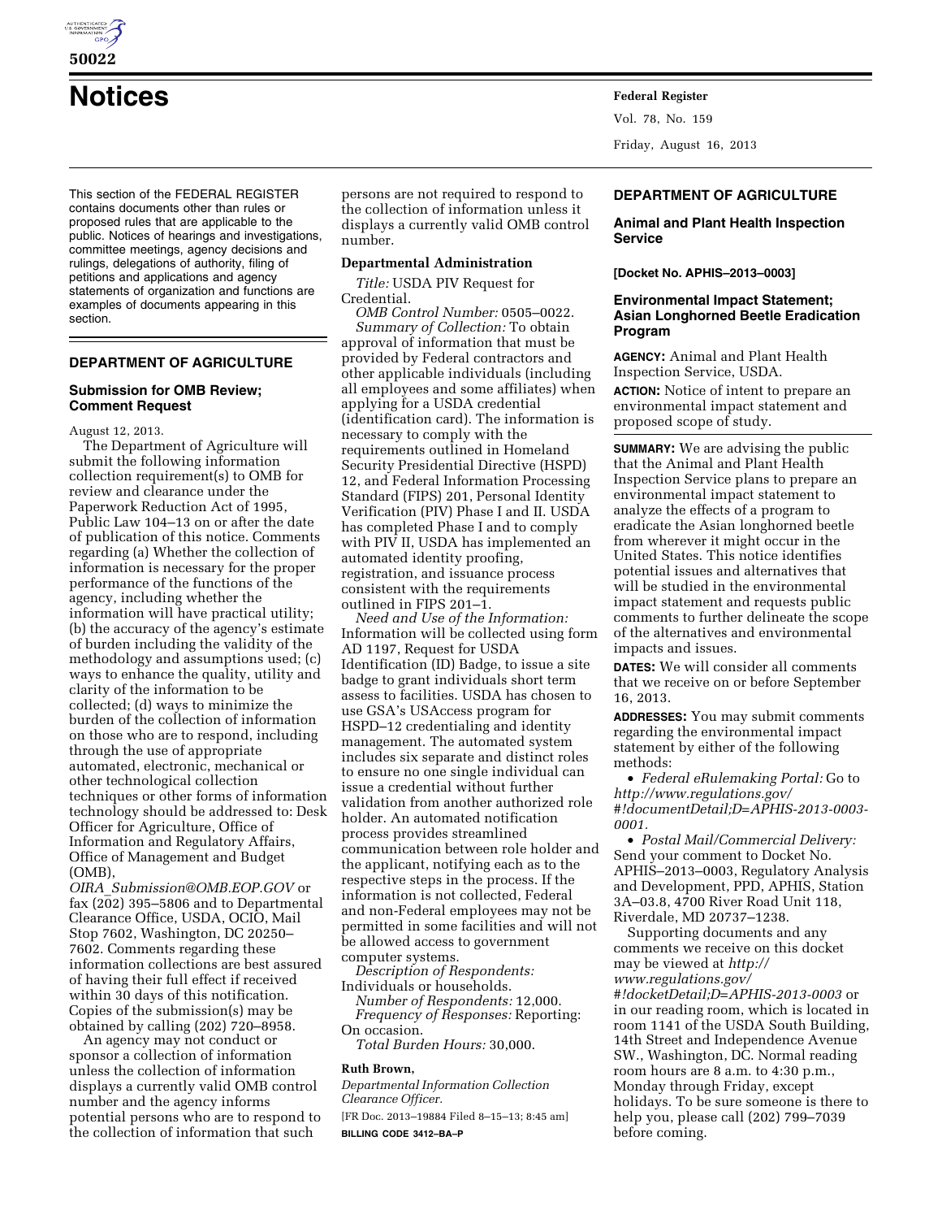# Notices

This section of the FEDERAL REGISTER contains documents other than rules or proposed rules that are applicable to the public. Notices of hearings and investigations, committee meetings, agency decisions and rulings, delegations of authority, filing of petitions and applications and agency statements of organization and functions are examples of documents appearing in this section.

## DEPARTMENT OF AGRICULTURE

### Submission for OMB Review; Comment Request

August 12, 2013.

The Department of Agriculture will submit the following information collection requirement(s) to OMB for review and clearance under the Paperwork Reduction Act of 1995, Public Law 104–13 on or after the date of publication of this notice. Comments regarding (a) Whether the collection of information is necessary for the proper performance of the functions of the agency, including whether the information will have practical utility; (b) the accuracy of the agency's estimate of burden including the validity of the methodology and assumptions used; (c) ways to enhance the quality, utility and clarity of the information to be collected; (d) ways to minimize the burden of the collection of information on those who are to respond, including through the use of appropriate automated, electronic, mechanical or other technological collection techniques or other forms of information technology should be addressed to: Desk Officer for Agriculture, Office of Information and Regulatory Affairs, Office of Management and Budget (OMB), *OIRA_Submission@OMB.EOP.GOV* or fax (202) 395–5806 and to Departmental Clearance Office, USDA, OCIO, Mail Stop 7602, Washington, DC 20250–7602. Comments regarding these information collections are best assured of having their full effect if received within 30 days of this notification. Copies of the submission(s) may be obtained by calling (202) 720–8958.

An agency may not conduct or sponsor a collection of information unless the collection of information displays a currently valid OMB control number and the agency informs potential persons who are to respond to the collection of information that such persons are not required to respond to the collection of information unless it displays a currently valid OMB control number.

**Departmental Administration**

*Title:* USDA PIV Request for Credential.

*OMB Control Number:* 0505–0022.

*Summary of Collection:* To obtain approval of information that must be provided by Federal contractors and other applicable individuals (including all employees and some affiliates) when applying for a USDA credential (identification card). The information is necessary to comply with the requirements outlined in Homeland Security Presidential Directive (HSPD) 12, and Federal Information Processing Standard (FIPS) 201, Personal Identity Verification (PIV) Phase I and II. USDA has completed Phase I and to comply with PIV II, USDA has implemented an automated identity proofing, registration, and issuance process consistent with the requirements outlined in FIPS 201–1.

*Need and Use of the Information:* Information will be collected using form AD 1197, Request for USDA Identification (ID) Badge, to issue a site badge to grant individuals short term assess to facilities. USDA has chosen to use GSA's USAccess program for HSPD–12 credentialing and identity management. The automated system includes six separate and distinct roles to ensure no one single individual can issue a credential without further validation from another authorized role holder. An automated notification process provides streamlined communication between role holder and the applicant, notifying each as to the respective steps in the process. If the information is not collected, Federal and non-Federal employees may not be permitted in some facilities and will not be allowed access to government computer systems.

*Description of Respondents:* Individuals or households.

*Number of Respondents:* 12,000.

*Frequency of Responses:* Reporting: On occasion.

*Total Burden Hours:* 30,000.

**Ruth Brown,**

*Departmental Information Collection Clearance Officer.*

[FR Doc. 2013–19884 Filed 8–15–13; 8:45 am]

**BILLING CODE 3412–BA–P**

## DEPARTMENT OF AGRICULTURE

### Animal and Plant Health Inspection Service

**[Docket No. APHIS–2013–0003]**

### Environmental Impact Statement; Asian Longhorned Beetle Eradication Program

**AGENCY:** Animal and Plant Health Inspection Service, USDA.

**ACTION:** Notice of intent to prepare an environmental impact statement and proposed scope of study.

**SUMMARY:** We are advising the public that the Animal and Plant Health Inspection Service plans to prepare an environmental impact statement to analyze the effects of a program to eradicate the Asian longhorned beetle from wherever it might occur in the United States. This notice identifies potential issues and alternatives that will be studied in the environmental impact statement and requests public comments to further delineate the scope of the alternatives and environmental impacts and issues.

**DATES:** We will consider all comments that we receive on or before September 16, 2013.

**ADDRESSES:** You may submit comments regarding the environmental impact statement by either of the following methods:

- *Federal eRulemaking Portal:* Go to *http://www.regulations.gov/#!documentDetail;D=APHIS-2013-0003-0001.*
- *Postal Mail/Commercial Delivery:* Send your comment to Docket No. APHIS–2013–0003, Regulatory Analysis and Development, PPD, APHIS, Station 3A–03.8, 4700 River Road Unit 118, Riverdale, MD 20737–1238.

Supporting documents and any comments we receive on this docket may be viewed at *http://www.regulations.gov/#!docketDetail;D=APHIS-2013-0003* or in our reading room, which is located in room 1141 of the USDA South Building, 14th Street and Independence Avenue SW., Washington, DC. Normal reading room hours are 8 a.m. to 4:30 p.m., Monday through Friday, except holidays. To be sure someone is there to help you, please call (202) 799–7039 before coming.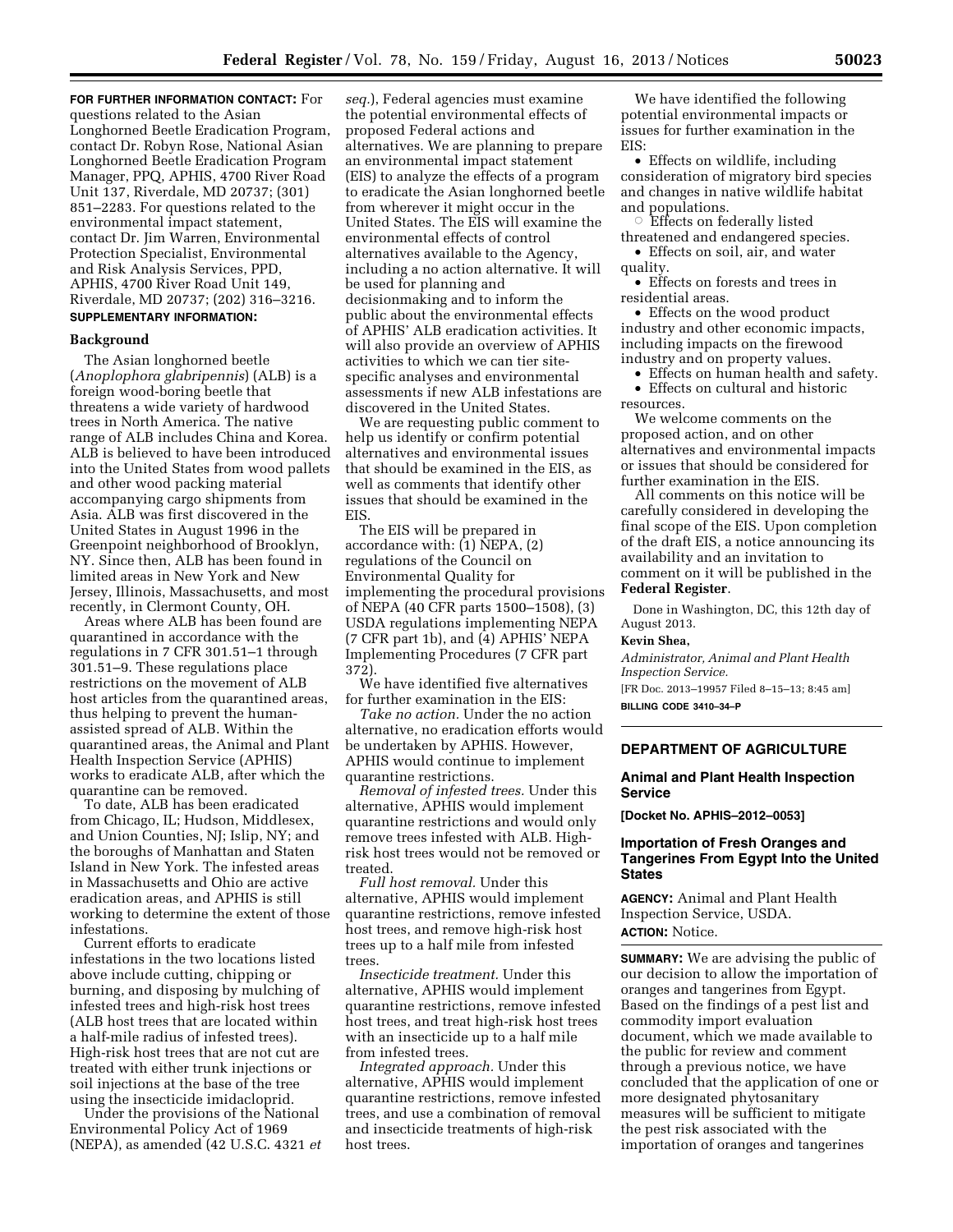**FOR FURTHER INFORMATION CONTACT:** For questions related to the Asian Longhorned Beetle Eradication Program, contact Dr. Robyn Rose, National Asian Longhorned Beetle Eradication Program Manager, PPQ, APHIS, 4700 River Road Unit 137, Riverdale, MD 20737; (301) 851–2283. For questions related to the environmental impact statement, contact Dr. Jim Warren, Environmental Protection Specialist, Environmental and Risk Analysis Services, PPD, APHIS, 4700 River Road Unit 149, Riverdale, MD 20737; (202) 316–3216.

**SUPPLEMENTARY INFORMATION:**

## Background

The Asian longhorned beetle (*Anoplophora glabripennis*) (ALB) is a foreign wood-boring beetle that threatens a wide variety of hardwood trees in North America. The native range of ALB includes China and Korea. ALB is believed to have been introduced into the United States from wood pallets and other wood packing material accompanying cargo shipments from Asia. ALB was first discovered in the United States in August 1996 in the Greenpoint neighborhood of Brooklyn, NY. Since then, ALB has been found in limited areas in New York and New Jersey, Illinois, Massachusetts, and most recently, in Clermont County, OH.

Areas where ALB has been found are quarantined in accordance with the regulations in 7 CFR 301.51–1 through 301.51–9. These regulations place restrictions on the movement of ALB host articles from the quarantined areas, thus helping to prevent the human-assisted spread of ALB. Within the quarantined areas, the Animal and Plant Health Inspection Service (APHIS) works to eradicate ALB, after which the quarantine can be removed.

To date, ALB has been eradicated from Chicago, IL; Hudson, Middlesex, and Union Counties, NJ; Islip, NY; and the boroughs of Manhattan and Staten Island in New York. The infested areas in Massachusetts and Ohio are active eradication areas, and APHIS is still working to determine the extent of those infestations.

Current efforts to eradicate infestations in the two locations listed above include cutting, chipping or burning, and disposing by mulching of infested trees and high-risk host trees (ALB host trees that are located within a half-mile radius of infested trees). High-risk host trees that are not cut are treated with either trunk injections or soil injections at the base of the tree using the insecticide imidacloprid.

Under the provisions of the National Environmental Policy Act of 1969 (NEPA), as amended (42 U.S.C. 4321 *et seq.*), Federal agencies must examine the potential environmental effects of proposed Federal actions and alternatives. We are planning to prepare an environmental impact statement (EIS) to analyze the effects of a program to eradicate the Asian longhorned beetle from wherever it might occur in the United States. The EIS will examine the environmental effects of control alternatives available to the Agency, including a no action alternative. It will be used for planning and decisionmaking and to inform the public about the environmental effects of APHIS' ALB eradication activities. It will also provide an overview of APHIS activities to which we can tier site-specific analyses and environmental assessments if new ALB infestations are discovered in the United States.

We are requesting public comment to help us identify or confirm potential alternatives and environmental issues that should be examined in the EIS, as well as comments that identify other issues that should be examined in the EIS.

The EIS will be prepared in accordance with: (1) NEPA, (2) regulations of the Council on Environmental Quality for implementing the procedural provisions of NEPA (40 CFR parts 1500–1508), (3) USDA regulations implementing NEPA (7 CFR part 1b), and (4) APHIS' NEPA Implementing Procedures (7 CFR part 372).

We have identified five alternatives for further examination in the EIS:

*Take no action.* Under the no action alternative, no eradication efforts would be undertaken by APHIS. However, APHIS would continue to implement quarantine restrictions.

*Removal of infested trees.* Under this alternative, APHIS would implement quarantine restrictions and would only remove trees infested with ALB. High-risk host trees would not be removed or treated.

*Full host removal.* Under this alternative, APHIS would implement quarantine restrictions, remove infested host trees, and remove high-risk host trees up to a half mile from infested trees.

*Insecticide treatment.* Under this alternative, APHIS would implement quarantine restrictions, remove infested host trees, and treat high-risk host trees with an insecticide up to a half mile from infested trees.

*Integrated approach.* Under this alternative, APHIS would implement quarantine restrictions, remove infested trees, and use a combination of removal and insecticide treatments of high-risk host trees.

We have identified the following potential environmental impacts or issues for further examination in the EIS:

- Effects on wildlife, including consideration of migratory bird species and changes in native wildlife habitat and populations.
  - Effects on federally listed threatened and endangered species.
- Effects on soil, air, and water quality.
- Effects on forests and trees in residential areas.
- Effects on the wood product industry and other economic impacts, including impacts on the firewood industry and on property values.
- Effects on human health and safety.
- Effects on cultural and historic resources.

We welcome comments on the proposed action, and on other alternatives and environmental impacts or issues that should be considered for further examination in the EIS.

All comments on this notice will be carefully considered in developing the final scope of the EIS. Upon completion of the draft EIS, a notice announcing its availability and an invitation to comment on it will be published in the **Federal Register**.

Done in Washington, DC, this 12th day of August 2013.

**Kevin Shea,**

*Administrator, Animal and Plant Health Inspection Service.*

[FR Doc. 2013–19957 Filed 8–15–13; 8:45 am]

**BILLING CODE 3410–34–P**

---

## DEPARTMENT OF AGRICULTURE

### Animal and Plant Health Inspection Service

**[Docket No. APHIS–2012–0053]**

### Importation of Fresh Oranges and Tangerines From Egypt Into the United States

**AGENCY:** Animal and Plant Health Inspection Service, USDA.

**ACTION:** Notice.

**SUMMARY:** We are advising the public of our decision to allow the importation of oranges and tangerines from Egypt. Based on the findings of a pest list and commodity import evaluation document, which we made available to the public for review and comment through a previous notice, we have concluded that the application of one or more designated phytosanitary measures will be sufficient to mitigate the pest risk associated with the importation of oranges and tangerines